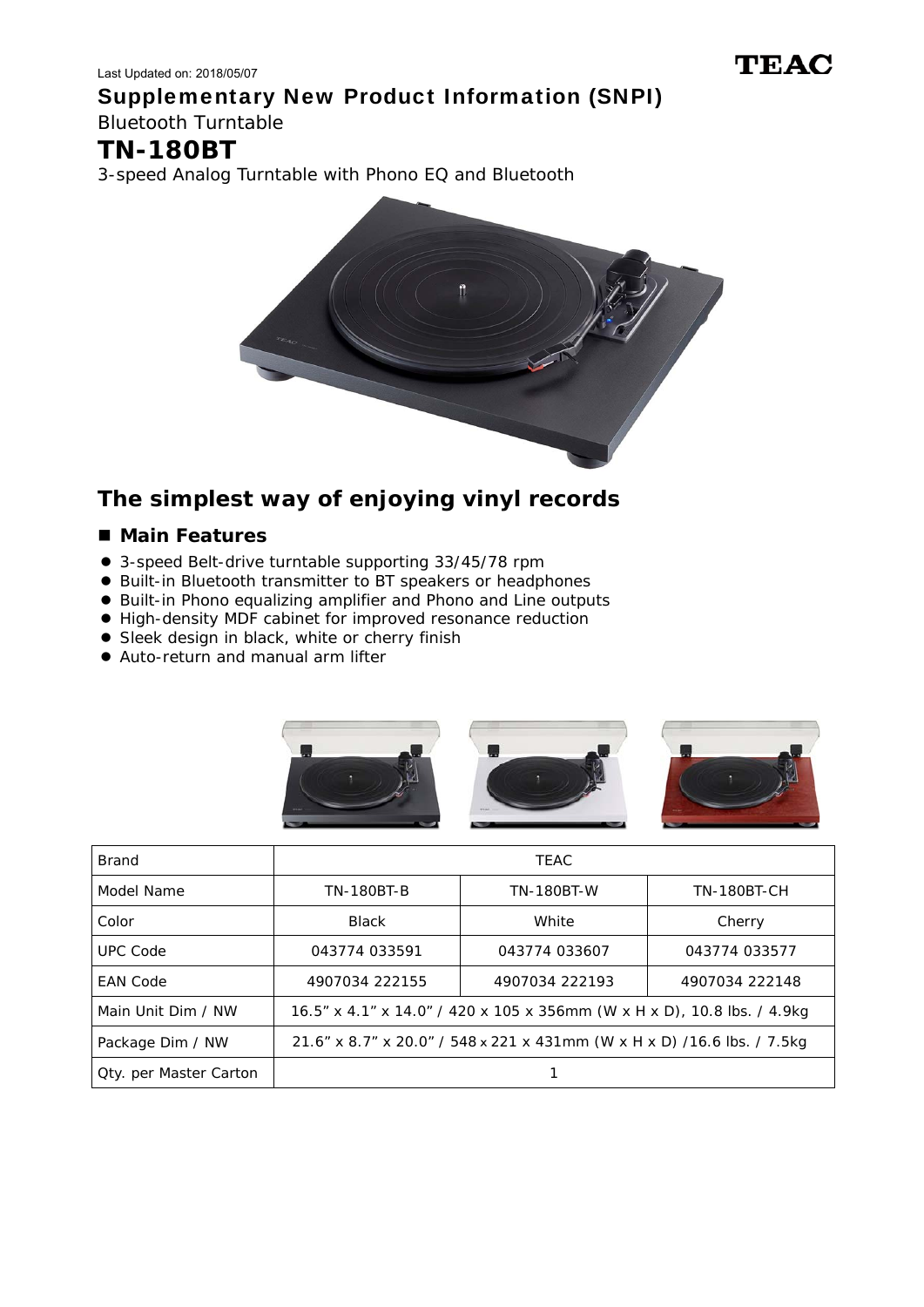Last Updated on: 2018/05/07

TEAC

# Supplementary New Product Information (SNPI)

Bluetooth Turntable

# TN-180BT

3-speed Analog Turntable with Phono EQ and Bluetooth

## The simplest way of enjoying vinyl records

### Main Features

- 3-speed Belt-drive turntable supporting 33/45/78 rpm
- Built-in Bluetooth transmitter to BT speakers or headphones
- Built-in Phono equalizing amplifier and Phono and Line outputs
- High-density MDF cabinet for improved resonance reduction
- Sleek design in black, white or cherry finish
- Auto-return and manual arm lifter

| Brand | TEAC | | |
|---|---|---|---|
| Model Name | TN-180BT-B | TN-180BT-W | TN-180BT-CH |
| Color | Black | White | Cherry |
| UPC Code | 043774 033591 | 043774 033607 | 043774 033577 |
| EAN Code | 4907034 222155 | 4907034 222193 | 4907034 222148 |
| Main Unit Dim / NW | 16.5” x 4.1” x 14.0” / 420 x 105 x 356mm (W x H x D), 10.8 lbs. / 4.9kg | | |
| Package Dim / NW | 21.6” x 8.7” x 20.0” / 548 x 221 x 431mm (W x H x D) /16.6 lbs. / 7.5kg | | |
| Qty. per Master Carton | 1 | | |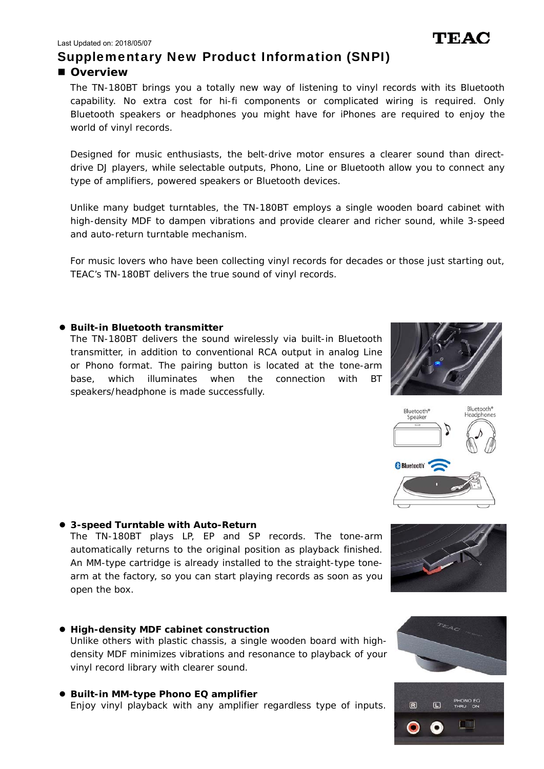Last Updated on: 2018/05/07

# Supplementary New Product Information (SNPI)

## ■ Overview

The TN-180BT brings you a totally new way of listening to vinyl records with its Bluetooth capability. No extra cost for hi-fi components or complicated wiring is required. Only Bluetooth speakers or headphones you might have for iPhones are required to enjoy the world of vinyl records.

Designed for music enthusiasts, the belt-drive motor ensures a clearer sound than direct-drive DJ players, while selectable outputs, Phono, Line or Bluetooth allow you to connect any type of amplifiers, powered speakers or Bluetooth devices.

Unlike many budget turntables, the TN-180BT employs a single wooden board cabinet with high-density MDF to dampen vibrations and provide clearer and richer sound, while 3-speed and auto-return turntable mechanism.

For music lovers who have been collecting vinyl records for decades or those just starting out, TEAC's TN-180BT delivers the true sound of vinyl records.

- **Built-in Bluetooth transmitter**
  The TN-180BT delivers the sound wirelessly via built-in Bluetooth transmitter, in addition to conventional RCA output in analog Line or Phono format. The pairing button is located at the tone-arm base, which illuminates when the connection with BT speakers/headphone is made successfully.

- **3-speed Turntable with Auto-Return**
  The TN-180BT plays LP, EP and SP records. The tone-arm automatically returns to the original position as playback finished. An MM-type cartridge is already installed to the straight-type tone-arm at the factory, so you can start playing records as soon as you open the box.

- **High-density MDF cabinet construction**
  Unlike others with plastic chassis, a single wooden board with high-density MDF minimizes vibrations and resonance to playback of your vinyl record library with clearer sound.

- **Built-in MM-type Phono EQ amplifier**
  Enjoy vinyl playback with any amplifier regardless type of inputs.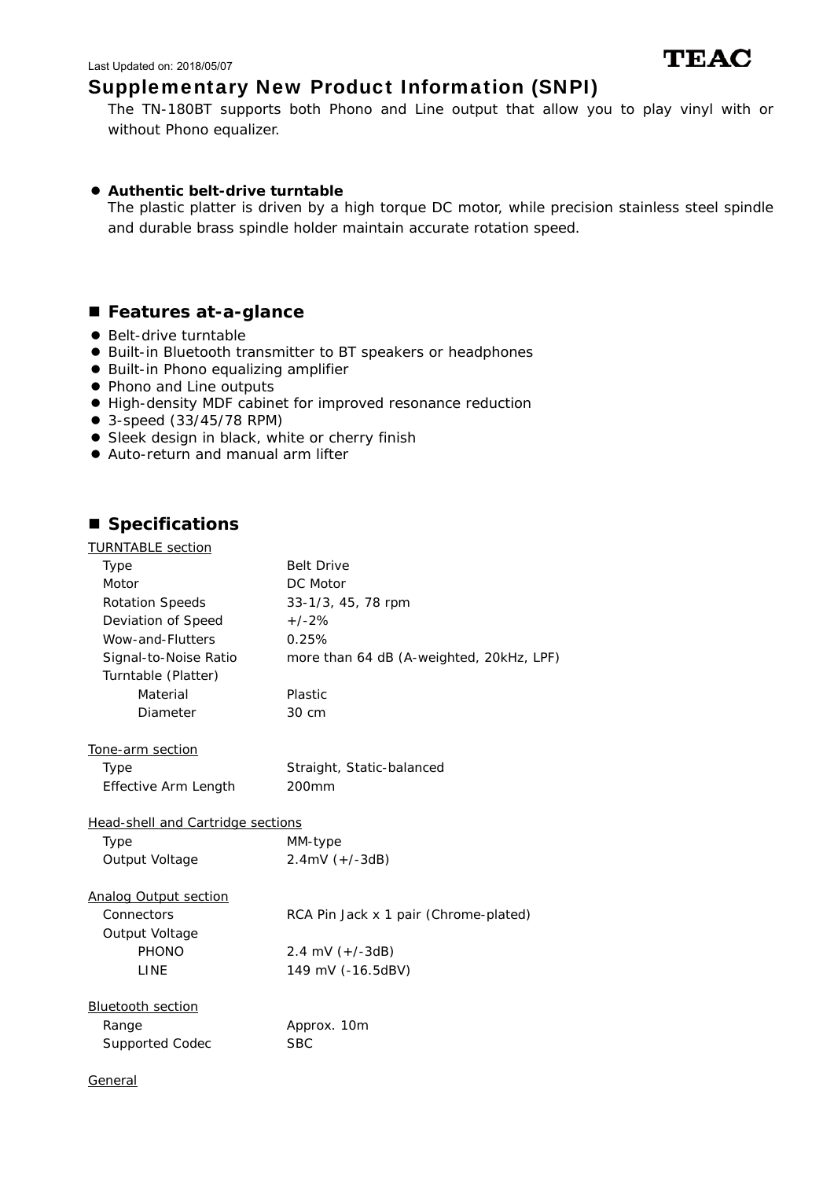Last Updated on: 2018/05/07

TEAC

# Supplementary New Product Information (SNPI)

The TN-180BT supports both Phono and Line output that allow you to play vinyl with or without Phono equalizer.

- **Authentic belt-drive turntable**
  The plastic platter is driven by a high torque DC motor, while precision stainless steel spindle and durable brass spindle holder maintain accurate rotation speed.

## ■ Features at-a-glance

- Belt-drive turntable
- Built-in Bluetooth transmitter to BT speakers or headphones
- Built-in Phono equalizing amplifier
- Phono and Line outputs
- High-density MDF cabinet for improved resonance reduction
- 3-speed (33/45/78 RPM)
- Sleek design in black, white or cherry finish
- Auto-return and manual arm lifter

## ■ Specifications

<u>TURNTABLE section</u>

| | |
|---|---|
| Type | Belt Drive |
| Motor | DC Motor |
| Rotation Speeds | 33-1/3, 45, 78 rpm |
| Deviation of Speed | +/-2% |
| Wow-and-Flutters | 0.25% |
| Signal-to-Noise Ratio | more than 64 dB (A-weighted, 20kHz, LPF) |
| Turntable (Platter) | |
| Material | Plastic |
| Diameter | 30 cm |

<u>Tone-arm section</u>

| | |
|---|---|
| Type | Straight, Static-balanced |
| Effective Arm Length | 200mm |

<u>Head-shell and Cartridge sections</u>

| | |
|---|---|
| Type | MM-type |
| Output Voltage | 2.4mV (+/-3dB) |

<u>Analog Output section</u>

| | |
|---|---|
| Connectors | RCA Pin Jack x 1 pair (Chrome-plated) |
| Output Voltage | |
| PHONO | 2.4 mV (+/-3dB) |
| LINE | 149 mV (-16.5dBV) |

<u>Bluetooth section</u>

| | |
|---|---|
| Range | Approx. 10m |
| Supported Codec | SBC |

<u>General</u>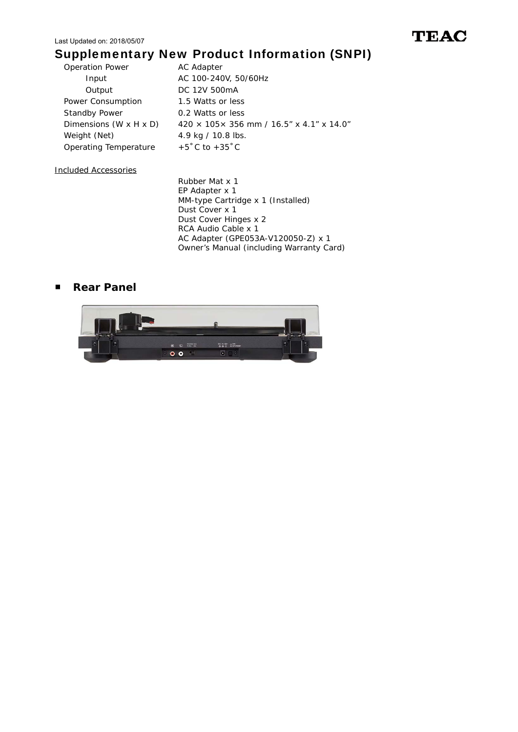Last Updated on: 2018/05/07

TEAC

# Supplementary New Product Information (SNPI)

| | |
|---|---|
| Operation Power | AC Adapter |
| Input | AC 100-240V, 50/60Hz |
| Output | DC 12V 500mA |
| Power Consumption | 1.5 Watts or less |
| Standby Power | 0.2 Watts or less |
| Dimensions (W x H x D) | 420 × 105× 356 mm / 16.5” x 4.1” x 14.0” |
| Weight (Net) | 4.9 kg / 10.8 lbs. |
| Operating Temperature | +5˚C to +35˚C |

Included Accessories

- Rubber Mat x 1
- EP Adapter x 1
- MM-type Cartridge x 1 (Installed)
- Dust Cover x 1
- Dust Cover Hinges x 2
- RCA Audio Cable x 1
- AC Adapter (GPE053A-V120050-Z) x 1
- Owner’s Manual (including Warranty Card)

## ■ Rear Panel